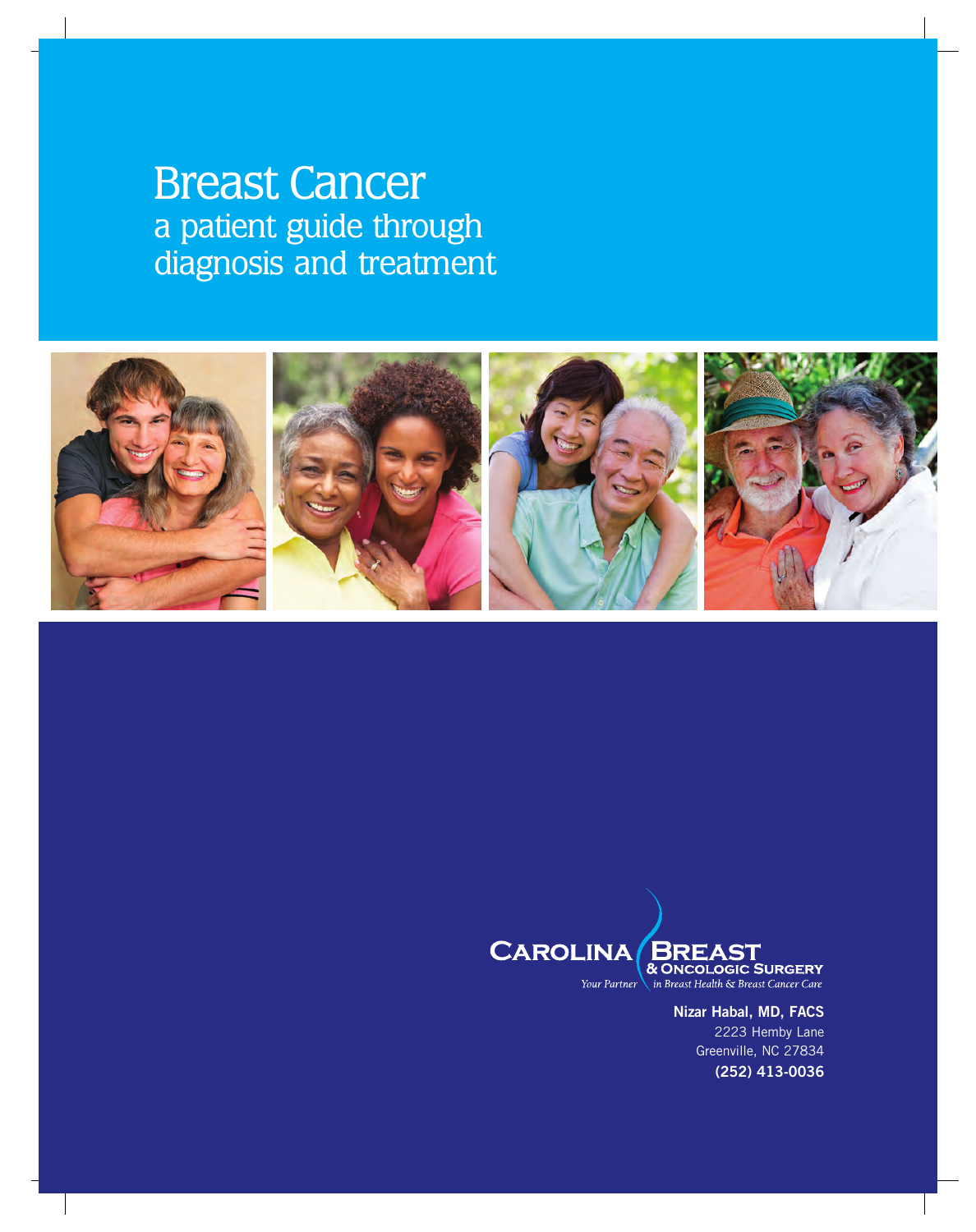# Breast Cancer

## a patient guide through diagnosis and treatment

**Carolina Breast & Oncologic Surgery**

*Your Partner in Breast Health & Breast Cancer Care*

**Nizar Habal, MD, FACS**
2223 Hemby Lane
Greenville, NC 27834
**(252) 413-0036**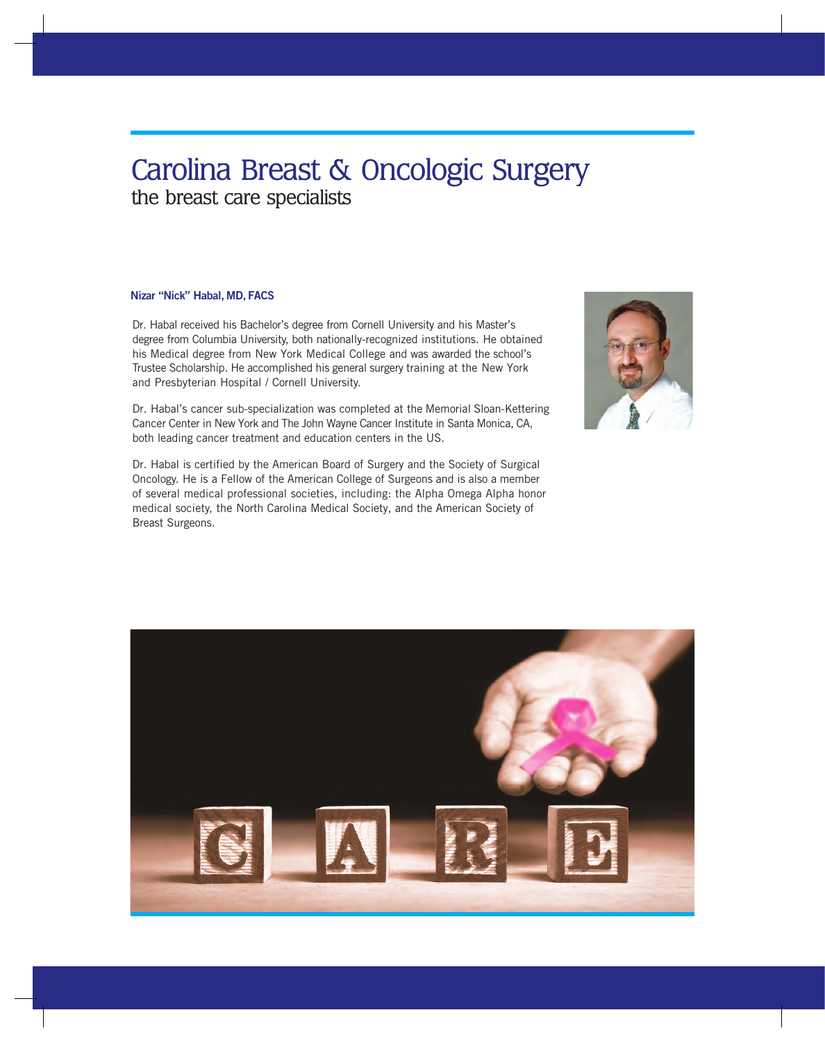# Carolina Breast & Oncologic Surgery

## the breast care specialists

**Nizar "Nick" Habal, MD, FACS**

Dr. Habal received his Bachelor's degree from Cornell University and his Master's degree from Columbia University, both nationally-recognized institutions. He obtained his Medical degree from New York Medical College and was awarded the school's Trustee Scholarship. He accomplished his general surgery training at the New York and Presbyterian Hospital / Cornell University.

Dr. Habal's cancer sub-specialization was completed at the Memorial Sloan-Kettering Cancer Center in New York and The John Wayne Cancer Institute in Santa Monica, CA, both leading cancer treatment and education centers in the US.

Dr. Habal is certified by the American Board of Surgery and the Society of Surgical Oncology. He is a Fellow of the American College of Surgeons and is also a member of several medical professional societies, including: the Alpha Omega Alpha honor medical society, the North Carolina Medical Society, and the American Society of Breast Surgeons.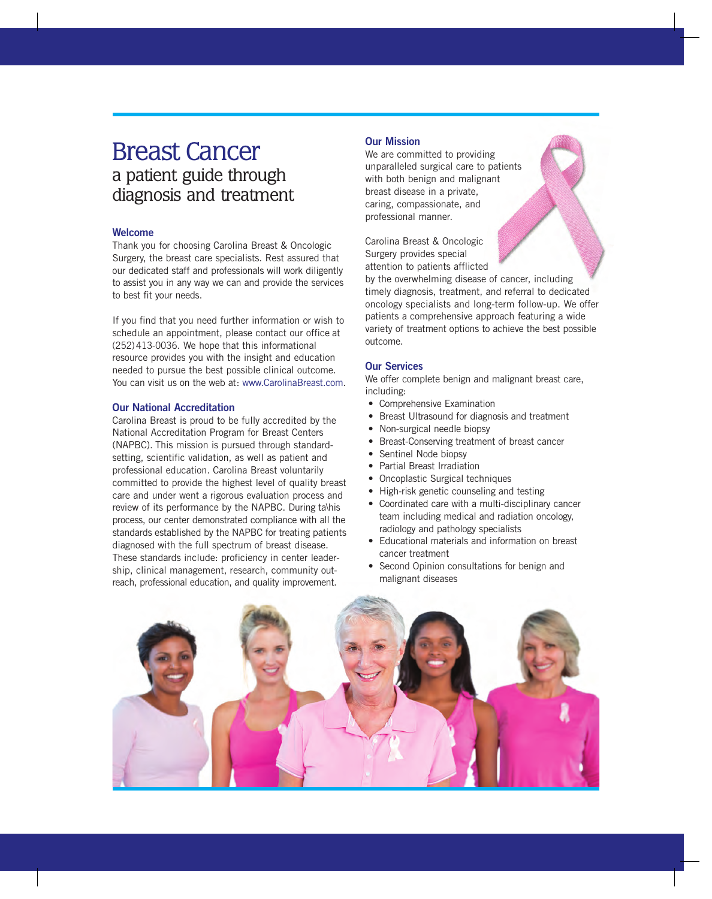# Breast Cancer

## a patient guide through diagnosis and treatment

### Welcome

Thank you for choosing Carolina Breast & Oncologic Surgery, the breast care specialists. Rest assured that our dedicated staff and professionals will work diligently to assist you in any way we can and provide the services to best fit your needs.

If you find that you need further information or wish to schedule an appointment, please contact our office at (252)413-0036. We hope that this informational resource provides you with the insight and education needed to pursue the best possible clinical outcome. You can visit us on the web at: www.CarolinaBreast.com.

### Our National Accreditation

Carolina Breast is proud to be fully accredited by the National Accreditation Program for Breast Centers (NAPBC). This mission is pursued through standard-setting, scientific validation, as well as patient and professional education. Carolina Breast voluntarily committed to provide the highest level of quality breast care and under went a rigorous evaluation process and review of its performance by the NAPBC. During ta\his process, our center demonstrated compliance with all the standards established by the NAPBC for treating patients diagnosed with the full spectrum of breast disease. These standards include: proficiency in center leadership, clinical management, research, community outreach, professional education, and quality improvement.

### Our Mission

We are committed to providing unparalleled surgical care to patients with both benign and malignant breast disease in a private, caring, compassionate, and professional manner.

Carolina Breast & Oncologic Surgery provides special attention to patients afflicted by the overwhelming disease of cancer, including timely diagnosis, treatment, and referral to dedicated oncology specialists and long-term follow-up. We offer patients a comprehensive approach featuring a wide variety of treatment options to achieve the best possible outcome.

### Our Services

We offer complete benign and malignant breast care, including:

- Comprehensive Examination
- Breast Ultrasound for diagnosis and treatment
- Non-surgical needle biopsy
- Breast-Conserving treatment of breast cancer
- Sentinel Node biopsy
- Partial Breast Irradiation
- Oncoplastic Surgical techniques
- High-risk genetic counseling and testing
- Coordinated care with a multi-disciplinary cancer team including medical and radiation oncology, radiology and pathology specialists
- Educational materials and information on breast cancer treatment
- Second Opinion consultations for benign and malignant diseases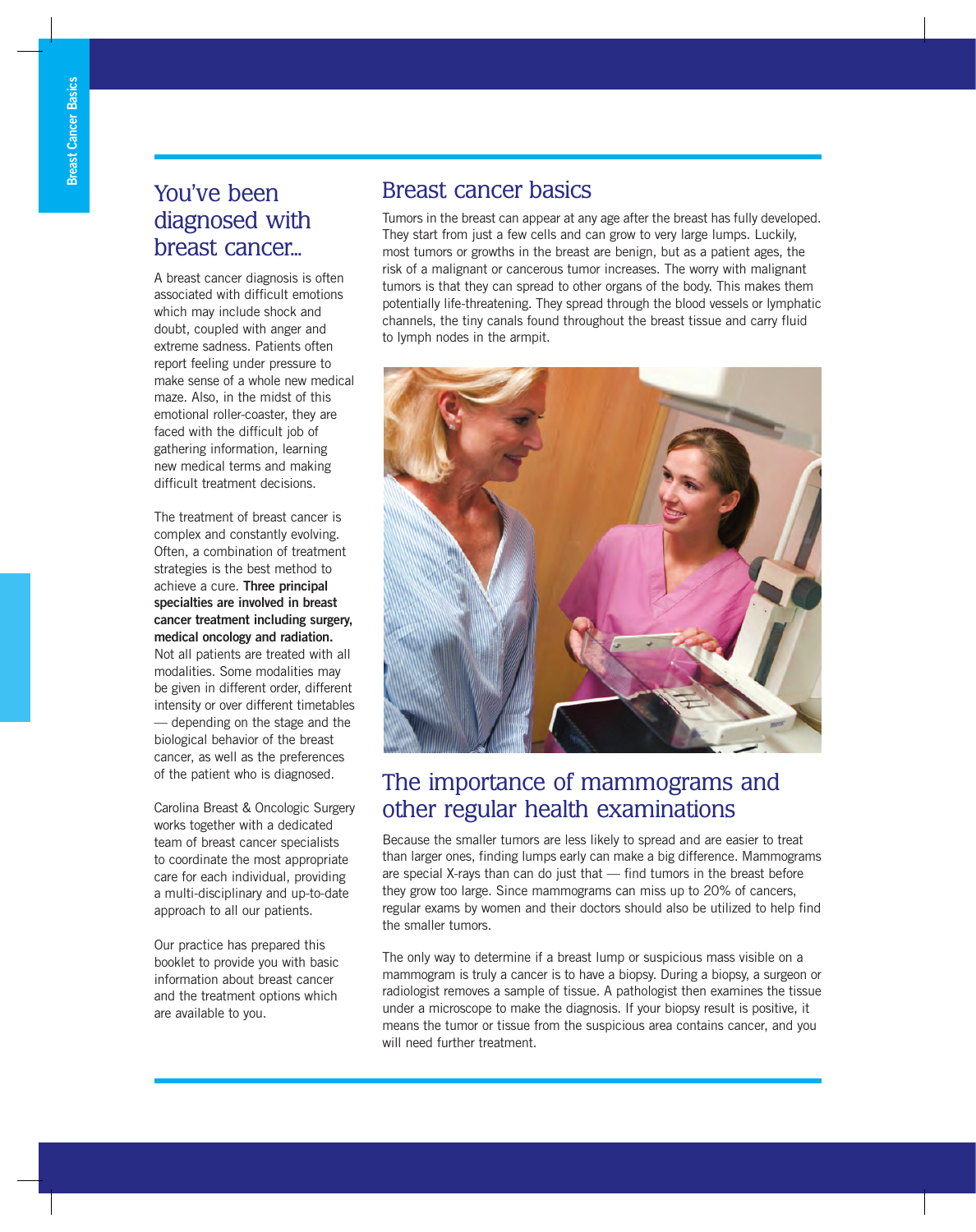## You've been diagnosed with breast cancer...

A breast cancer diagnosis is often associated with difficult emotions which may include shock and doubt, coupled with anger and extreme sadness. Patients often report feeling under pressure to make sense of a whole new medical maze. Also, in the midst of this emotional roller-coaster, they are faced with the difficult job of gathering information, learning new medical terms and making difficult treatment decisions.

The treatment of breast cancer is complex and constantly evolving. Often, a combination of treatment strategies is the best method to achieve a cure. **Three principal specialties are involved in breast cancer treatment including surgery, medical oncology and radiation.** Not all patients are treated with all modalities. Some modalities may be given in different order, different intensity or over different timetables — depending on the stage and the biological behavior of the breast cancer, as well as the preferences of the patient who is diagnosed.

Carolina Breast & Oncologic Surgery works together with a dedicated team of breast cancer specialists to coordinate the most appropriate care for each individual, providing a multi-disciplinary and up-to-date approach to all our patients.

Our practice has prepared this booklet to provide you with basic information about breast cancer and the treatment options which are available to you.

## Breast cancer basics

Tumors in the breast can appear at any age after the breast has fully developed. They start from just a few cells and can grow to very large lumps. Luckily, most tumors or growths in the breast are benign, but as a patient ages, the risk of a malignant or cancerous tumor increases. The worry with malignant tumors is that they can spread to other organs of the body. This makes them potentially life-threatening. They spread through the blood vessels or lymphatic channels, the tiny canals found throughout the breast tissue and carry fluid to lymph nodes in the armpit.

## The importance of mammograms and other regular health examinations

Because the smaller tumors are less likely to spread and are easier to treat than larger ones, finding lumps early can make a big difference. Mammograms are special X-rays than can do just that — find tumors in the breast before they grow too large. Since mammograms can miss up to 20% of cancers, regular exams by women and their doctors should also be utilized to help find the smaller tumors.

The only way to determine if a breast lump or suspicious mass visible on a mammogram is truly a cancer is to have a biopsy. During a biopsy, a surgeon or radiologist removes a sample of tissue. A pathologist then examines the tissue under a microscope to make the diagnosis. If your biopsy result is positive, it means the tumor or tissue from the suspicious area contains cancer, and you will need further treatment.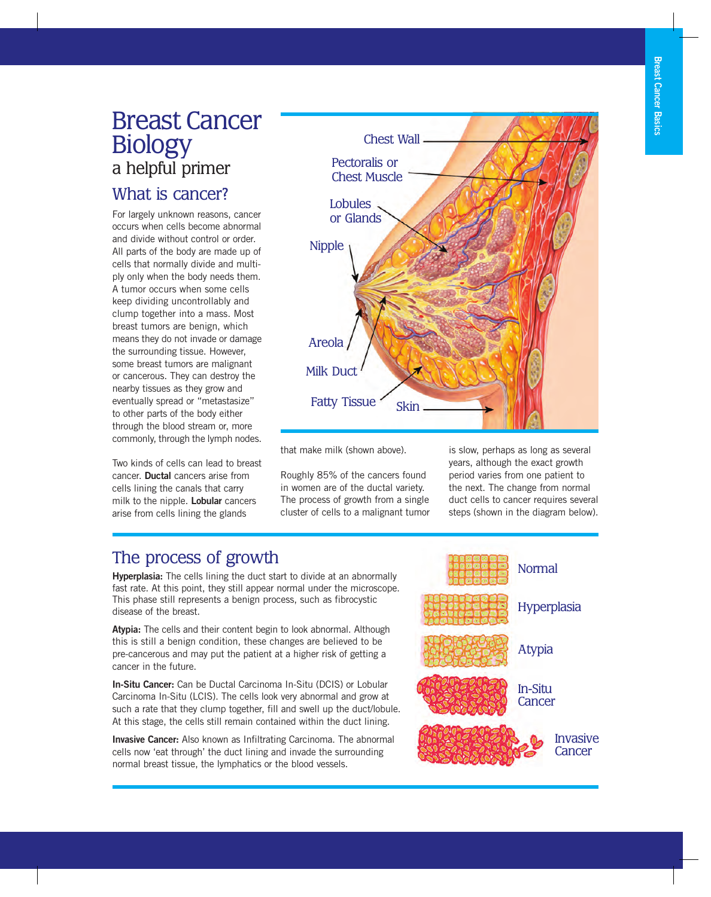# Breast Cancer Biology

a helpful primer

## What is cancer?

For largely unknown reasons, cancer occurs when cells become abnormal and divide without control or order. All parts of the body are made up of cells that normally divide and multiply only when the body needs them. A tumor occurs when some cells keep dividing uncontrollably and clump together into a mass. Most breast tumors are benign, which means they do not invade or damage the surrounding tissue. However, some breast tumors are malignant or cancerous. They can destroy the nearby tissues as they grow and eventually spread or "metastasize" to other parts of the body either through the blood stream or, more commonly, through the lymph nodes.

Two kinds of cells can lead to breast cancer. **Ductal** cancers arise from cells lining the canals that carry milk to the nipple. **Lobular** cancers arise from cells lining the glands that make milk (shown above).

Roughly 85% of the cancers found in women are of the ductal variety. The process of growth from a single cluster of cells to a malignant tumor is slow, perhaps as long as several years, although the exact growth period varies from one patient to the next. The change from normal duct cells to cancer requires several steps (shown in the diagram below).

## The process of growth

**Hyperplasia:** The cells lining the duct start to divide at an abnormally fast rate. At this point, they still appear normal under the microscope. This phase still represents a benign process, such as fibrocystic disease of the breast.

**Atypia:** The cells and their content begin to look abnormal. Although this is still a benign condition, these changes are believed to be pre-cancerous and may put the patient at a higher risk of getting a cancer in the future.

**In-Situ Cancer:** Can be Ductal Carcinoma In-Situ (DCIS) or Lobular Carcinoma In-Situ (LCIS). The cells look very abnormal and grow at such a rate that they clump together, fill and swell up the duct/lobule. At this stage, the cells still remain contained within the duct lining.

**Invasive Cancer:** Also known as Infiltrating Carcinoma. The abnormal cells now 'eat through' the duct lining and invade the surrounding normal breast tissue, the lymphatics or the blood vessels.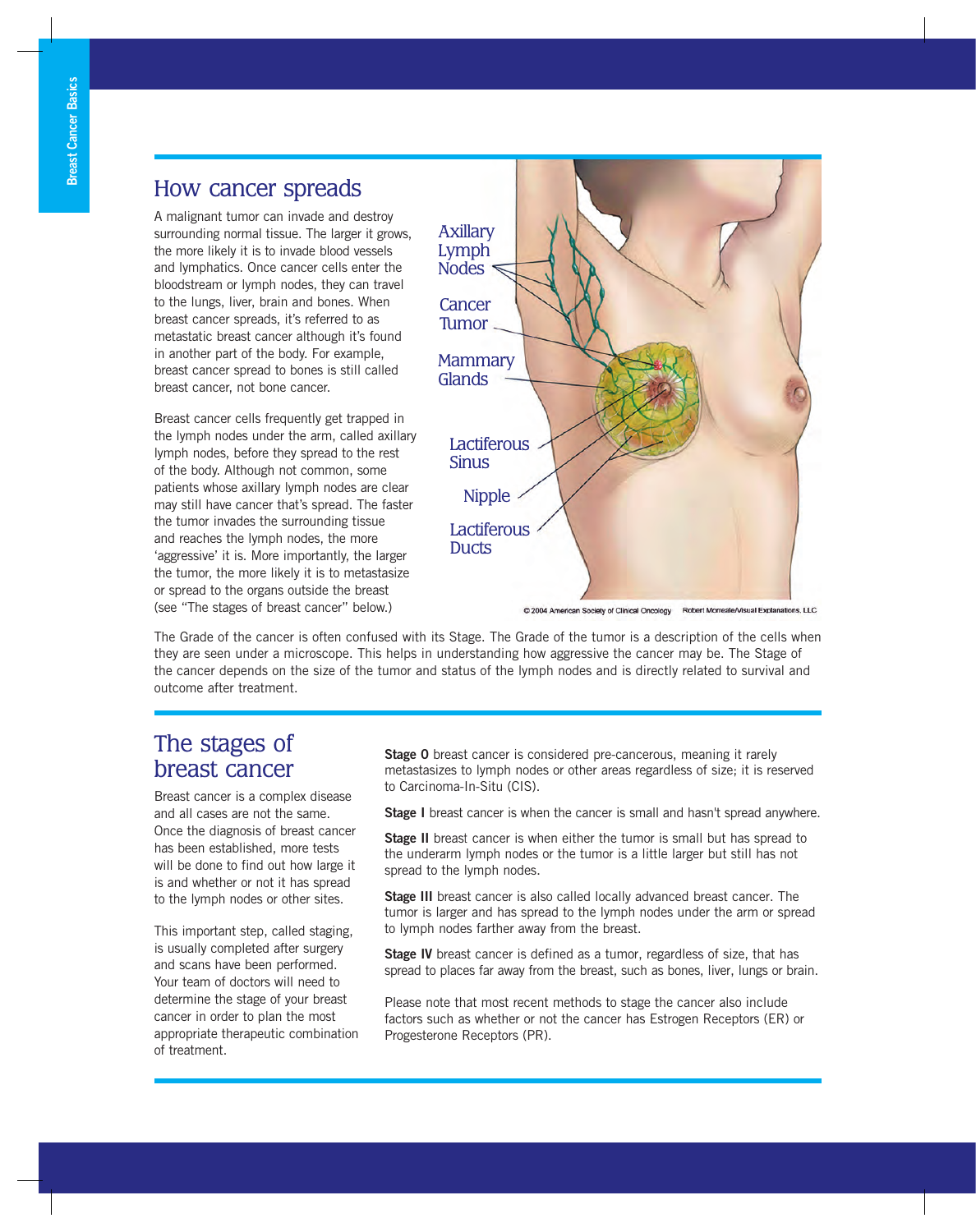## How cancer spreads

A malignant tumor can invade and destroy surrounding normal tissue. The larger it grows, the more likely it is to invade blood vessels and lymphatics. Once cancer cells enter the bloodstream or lymph nodes, they can travel to the lungs, liver, brain and bones. When breast cancer spreads, it's referred to as metastatic breast cancer although it's found in another part of the body. For example, breast cancer spread to bones is still called breast cancer, not bone cancer.

Breast cancer cells frequently get trapped in the lymph nodes under the arm, called axillary lymph nodes, before they spread to the rest of the body. Although not common, some patients whose axillary lymph nodes are clear may still have cancer that's spread. The faster the tumor invades the surrounding tissue and reaches the lymph nodes, the more 'aggressive' it is. More importantly, the larger the tumor, the more likely it is to metastasize or spread to the organs outside the breast (see "The stages of breast cancer" below.)

Axillary Lymph Nodes

Cancer Tumor

Mammary Glands

Lactiferous Sinus

Nipple

Lactiferous Ducts

© 2004 American Society of Clinical Oncology Robert Morreale/Visual Explanations, LLC

The Grade of the cancer is often confused with its Stage. The Grade of the tumor is a description of the cells when they are seen under a microscope. This helps in understanding how aggressive the cancer may be. The Stage of the cancer depends on the size of the tumor and status of the lymph nodes and is directly related to survival and outcome after treatment.

## The stages of breast cancer

Breast cancer is a complex disease and all cases are not the same. Once the diagnosis of breast cancer has been established, more tests will be done to find out how large it is and whether or not it has spread to the lymph nodes or other sites.

This important step, called staging, is usually completed after surgery and scans have been performed. Your team of doctors will need to determine the stage of your breast cancer in order to plan the most appropriate therapeutic combination of treatment.

**Stage 0** breast cancer is considered pre-cancerous, meaning it rarely metastasizes to lymph nodes or other areas regardless of size; it is reserved to Carcinoma-In-Situ (CIS).

**Stage I** breast cancer is when the cancer is small and hasn't spread anywhere.

**Stage II** breast cancer is when either the tumor is small but has spread to the underarm lymph nodes or the tumor is a little larger but still has not spread to the lymph nodes.

**Stage III** breast cancer is also called locally advanced breast cancer. The tumor is larger and has spread to the lymph nodes under the arm or spread to lymph nodes farther away from the breast.

**Stage IV** breast cancer is defined as a tumor, regardless of size, that has spread to places far away from the breast, such as bones, liver, lungs or brain.

Please note that most recent methods to stage the cancer also include factors such as whether or not the cancer has Estrogen Receptors (ER) or Progesterone Receptors (PR).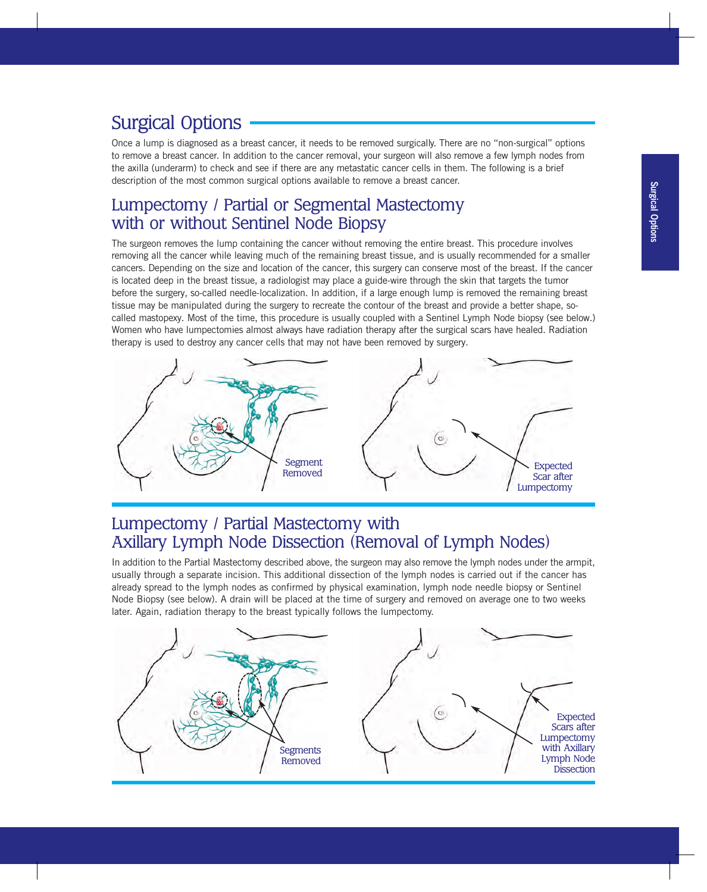## Surgical Options

Once a lump is diagnosed as a breast cancer, it needs to be removed surgically. There are no "non-surgical" options to remove a breast cancer. In addition to the cancer removal, your surgeon will also remove a few lymph nodes from the axilla (underarm) to check and see if there are any metastatic cancer cells in them. The following is a brief description of the most common surgical options available to remove a breast cancer.

## Lumpectomy / Partial or Segmental Mastectomy with or without Sentinel Node Biopsy

The surgeon removes the lump containing the cancer without removing the entire breast. This procedure involves removing all the cancer while leaving much of the remaining breast tissue, and is usually recommended for a smaller cancers. Depending on the size and location of the cancer, this surgery can conserve most of the breast. If the cancer is located deep in the breast tissue, a radiologist may place a guide-wire through the skin that targets the tumor before the surgery, so-called needle-localization. In addition, if a large enough lump is removed the remaining breast tissue may be manipulated during the surgery to recreate the contour of the breast and provide a better shape, so-called mastopexy. Most of the time, this procedure is usually coupled with a Sentinel Lymph Node biopsy (see below.) Women who have lumpectomies almost always have radiation therapy after the surgical scars have healed. Radiation therapy is used to destroy any cancer cells that may not have been removed by surgery.

Segment Removed

Expected Scar after Lumpectomy

## Lumpectomy / Partial Mastectomy with Axillary Lymph Node Dissection (Removal of Lymph Nodes)

In addition to the Partial Mastectomy described above, the surgeon may also remove the lymph nodes under the armpit, usually through a separate incision. This additional dissection of the lymph nodes is carried out if the cancer has already spread to the lymph nodes as confirmed by physical examination, lymph node needle biopsy or Sentinel Node Biopsy (see below). A drain will be placed at the time of surgery and removed on average one to two weeks later. Again, radiation therapy to the breast typically follows the lumpectomy.

Segments Removed

Expected Scars after Lumpectomy with Axillary Lymph Node Dissection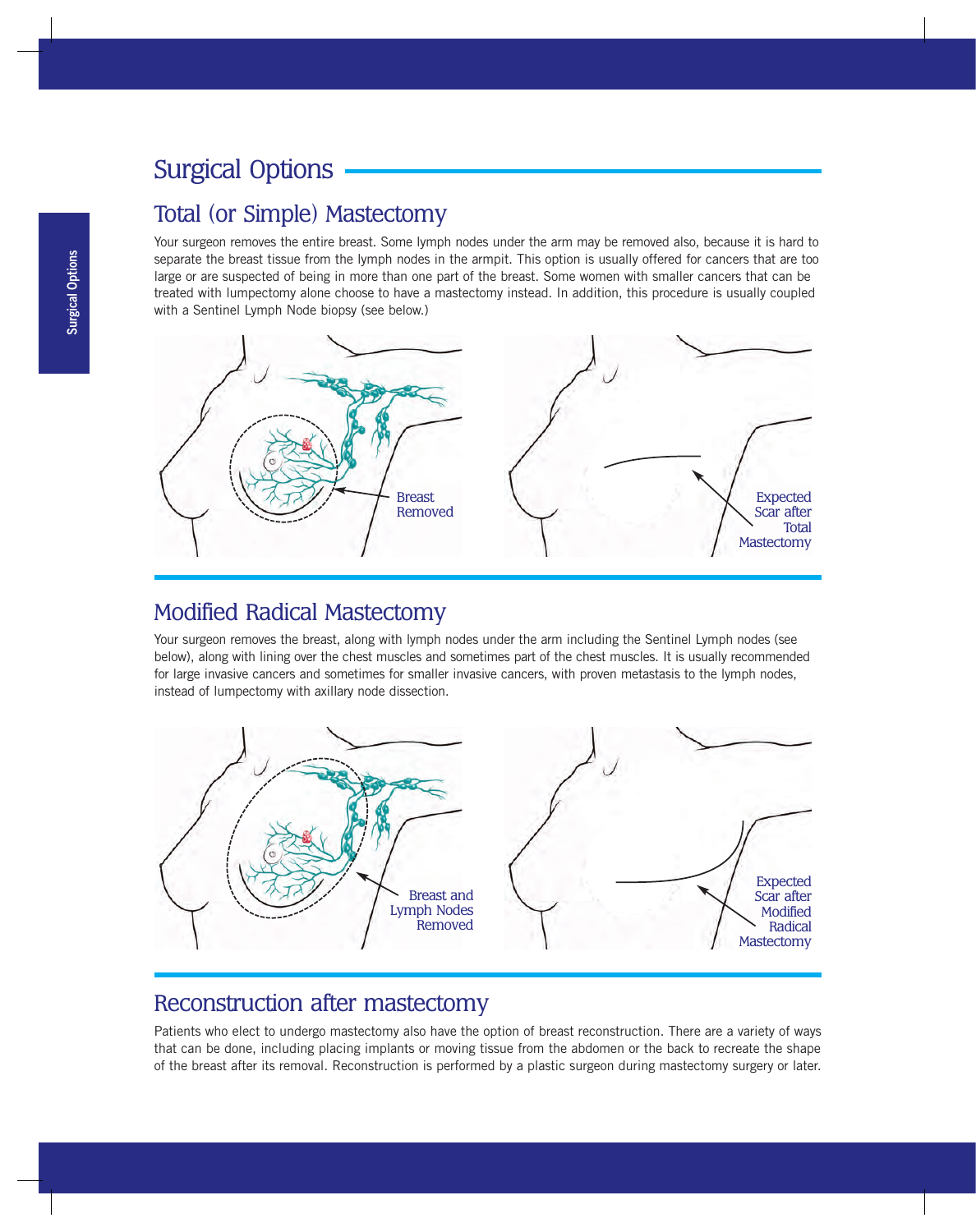# Surgical Options

## Total (or Simple) Mastectomy

Your surgeon removes the entire breast. Some lymph nodes under the arm may be removed also, because it is hard to separate the breast tissue from the lymph nodes in the armpit. This option is usually offered for cancers that are too large or are suspected of being in more than one part of the breast. Some women with smaller cancers that can be treated with lumpectomy alone choose to have a mastectomy instead. In addition, this procedure is usually coupled with a Sentinel Lymph Node biopsy (see below.)

Breast Removed

Expected Scar after Total Mastectomy

## Modified Radical Mastectomy

Your surgeon removes the breast, along with lymph nodes under the arm including the Sentinel Lymph nodes (see below), along with lining over the chest muscles and sometimes part of the chest muscles. It is usually recommended for large invasive cancers and sometimes for smaller invasive cancers, with proven metastasis to the lymph nodes, instead of lumpectomy with axillary node dissection.

Breast and Lymph Nodes Removed

Expected Scar after Modified Radical Mastectomy

## Reconstruction after mastectomy

Patients who elect to undergo mastectomy also have the option of breast reconstruction. There are a variety of ways that can be done, including placing implants or moving tissue from the abdomen or the back to recreate the shape of the breast after its removal. Reconstruction is performed by a plastic surgeon during mastectomy surgery or later.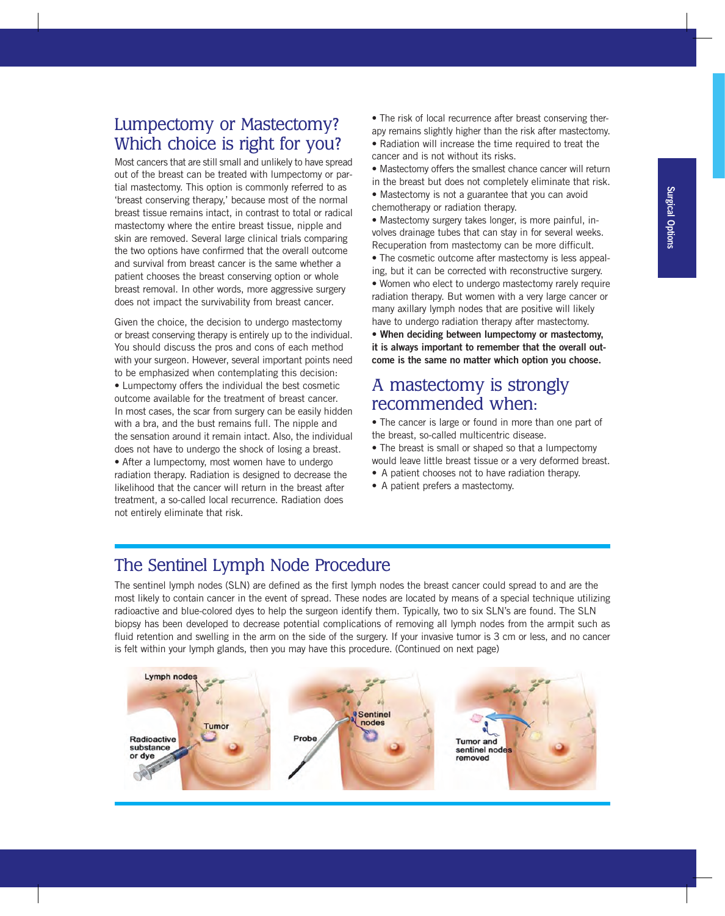## Lumpectomy or Mastectomy? Which choice is right for you?

Most cancers that are still small and unlikely to have spread out of the breast can be treated with lumpectomy or partial mastectomy. This option is commonly referred to as 'breast conserving therapy,' because most of the normal breast tissue remains intact, in contrast to total or radical mastectomy where the entire breast tissue, nipple and skin are removed. Several large clinical trials comparing the two options have confirmed that the overall outcome and survival from breast cancer is the same whether a patient chooses the breast conserving option or whole breast removal. In other words, more aggressive surgery does not impact the survivability from breast cancer.

Given the choice, the decision to undergo mastectomy or breast conserving therapy is entirely up to the individual. You should discuss the pros and cons of each method with your surgeon. However, several important points need to be emphasized when contemplating this decision:

- Lumpectomy offers the individual the best cosmetic outcome available for the treatment of breast cancer. In most cases, the scar from surgery can be easily hidden with a bra, and the bust remains full. The nipple and the sensation around it remain intact. Also, the individual does not have to undergo the shock of losing a breast.
- After a lumpectomy, most women have to undergo radiation therapy. Radiation is designed to decrease the likelihood that the cancer will return in the breast after treatment, a so-called local recurrence. Radiation does not entirely eliminate that risk.
- The risk of local recurrence after breast conserving therapy remains slightly higher than the risk after mastectomy.
- Radiation will increase the time required to treat the cancer and is not without its risks.
- Mastectomy offers the smallest chance cancer will return in the breast but does not completely eliminate that risk.
- Mastectomy is not a guarantee that you can avoid chemotherapy or radiation therapy.
- Mastectomy surgery takes longer, is more painful, involves drainage tubes that can stay in for several weeks. Recuperation from mastectomy can be more difficult.
- The cosmetic outcome after mastectomy is less appealing, but it can be corrected with reconstructive surgery.
- Women who elect to undergo mastectomy rarely require radiation therapy. But women with a very large cancer or many axillary lymph nodes that are positive will likely have to undergo radiation therapy after mastectomy.
- **When deciding between lumpectomy or mastectomy, it is always important to remember that the overall outcome is the same no matter which option you choose.**

## A mastectomy is strongly recommended when:

- The cancer is large or found in more than one part of the breast, so-called multicentric disease.
- The breast is small or shaped so that a lumpectomy would leave little breast tissue or a very deformed breast.
- A patient chooses not to have radiation therapy.
- A patient prefers a mastectomy.

## The Sentinel Lymph Node Procedure

The sentinel lymph nodes (SLN) are defined as the first lymph nodes the breast cancer could spread to and are the most likely to contain cancer in the event of spread. These nodes are located by means of a special technique utilizing radioactive and blue-colored dyes to help the surgeon identify them. Typically, two to six SLN's are found. The SLN biopsy has been developed to decrease potential complications of removing all lymph nodes from the armpit such as fluid retention and swelling in the arm on the side of the surgery. If your invasive tumor is 3 cm or less, and no cancer is felt within your lymph glands, then you may have this procedure. (Continued on next page)

Lymph nodes — Tumor — Radioactive substance or dye

Sentinel nodes — Probe

Tumor and sentinel nodes removed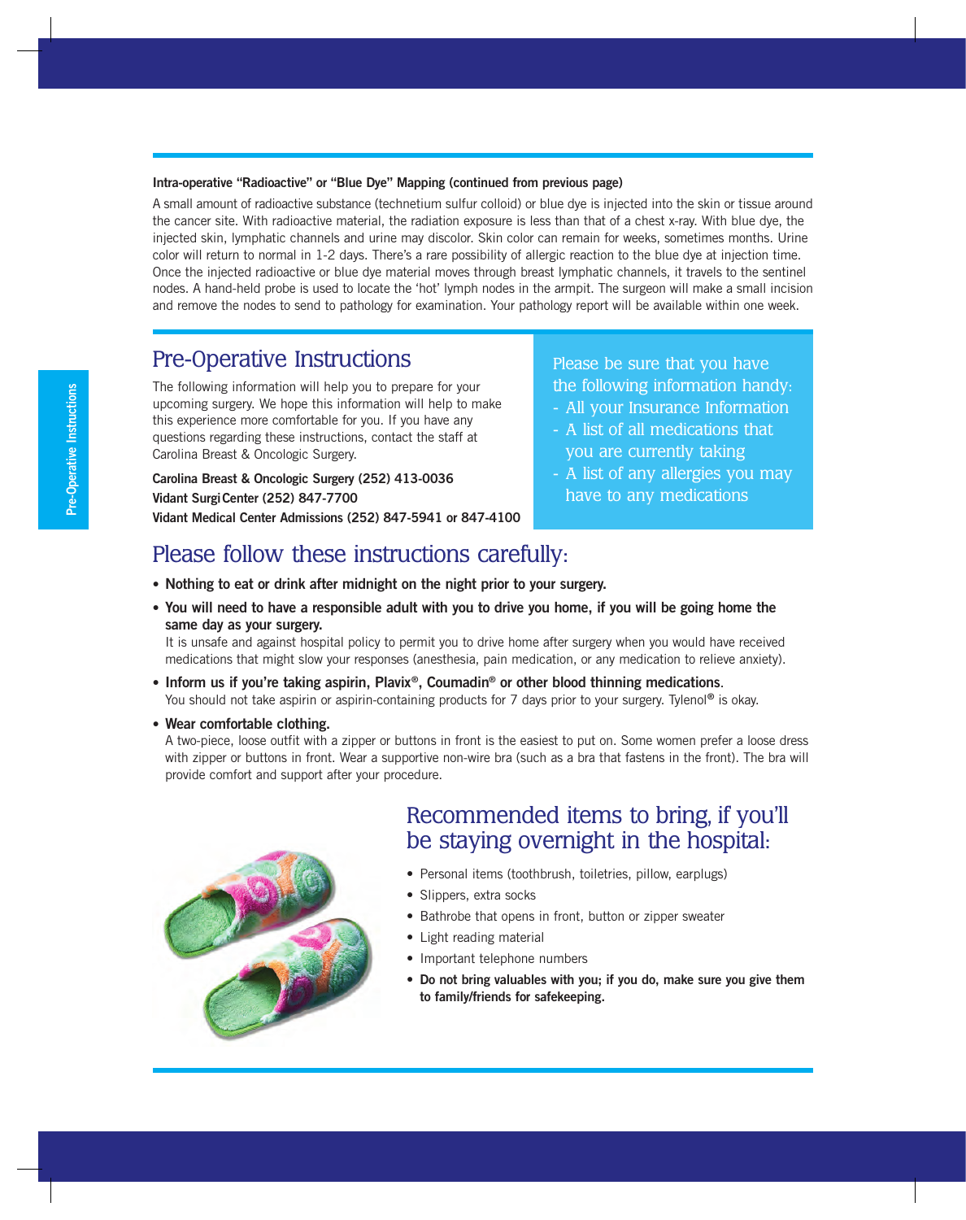**Intra-operative "Radioactive" or "Blue Dye" Mapping (continued from previous page)**

A small amount of radioactive substance (technetium sulfur colloid) or blue dye is injected into the skin or tissue around the cancer site. With radioactive material, the radiation exposure is less than that of a chest x-ray. With blue dye, the injected skin, lymphatic channels and urine may discolor. Skin color can remain for weeks, sometimes months. Urine color will return to normal in 1-2 days. There's a rare possibility of allergic reaction to the blue dye at injection time. Once the injected radioactive or blue dye material moves through breast lymphatic channels, it travels to the sentinel nodes. A hand-held probe is used to locate the 'hot' lymph nodes in the armpit. The surgeon will make a small incision and remove the nodes to send to pathology for examination. Your pathology report will be available within one week.

# Pre-Operative Instructions

The following information will help you to prepare for your upcoming surgery. We hope this information will help to make this experience more comfortable for you. If you have any questions regarding these instructions, contact the staff at Carolina Breast & Oncologic Surgery.

**Carolina Breast & Oncologic Surgery (252) 413-0036**
**Vidant SurgiCenter (252) 847-7700**
**Vidant Medical Center Admissions (252) 847-5941 or 847-4100**

Please be sure that you have the following information handy:

- All your Insurance Information
- A list of all medications that you are currently taking
- A list of any allergies you may have to any medications

## Please follow these instructions carefully:

- **Nothing to eat or drink after midnight on the night prior to your surgery.**
- **You will need to have a responsible adult with you to drive you home, if you will be going home the same day as your surgery.**
  It is unsafe and against hospital policy to permit you to drive home after surgery when you would have received medications that might slow your responses (anesthesia, pain medication, or any medication to relieve anxiety).
- **Inform us if you're taking aspirin, Plavix®, Coumadin® or other blood thinning medications**.
  You should not take aspirin or aspirin-containing products for 7 days prior to your surgery. Tylenol® is okay.
- **Wear comfortable clothing.**
  A two-piece, loose outfit with a zipper or buttons in front is the easiest to put on. Some women prefer a loose dress with zipper or buttons in front. Wear a supportive non-wire bra (such as a bra that fastens in the front). The bra will provide comfort and support after your procedure.

## Recommended items to bring, if you'll be staying overnight in the hospital:

- Personal items (toothbrush, toiletries, pillow, earplugs)
- Slippers, extra socks
- Bathrobe that opens in front, button or zipper sweater
- Light reading material
- Important telephone numbers
- **Do not bring valuables with you; if you do, make sure you give them to family/friends for safekeeping.**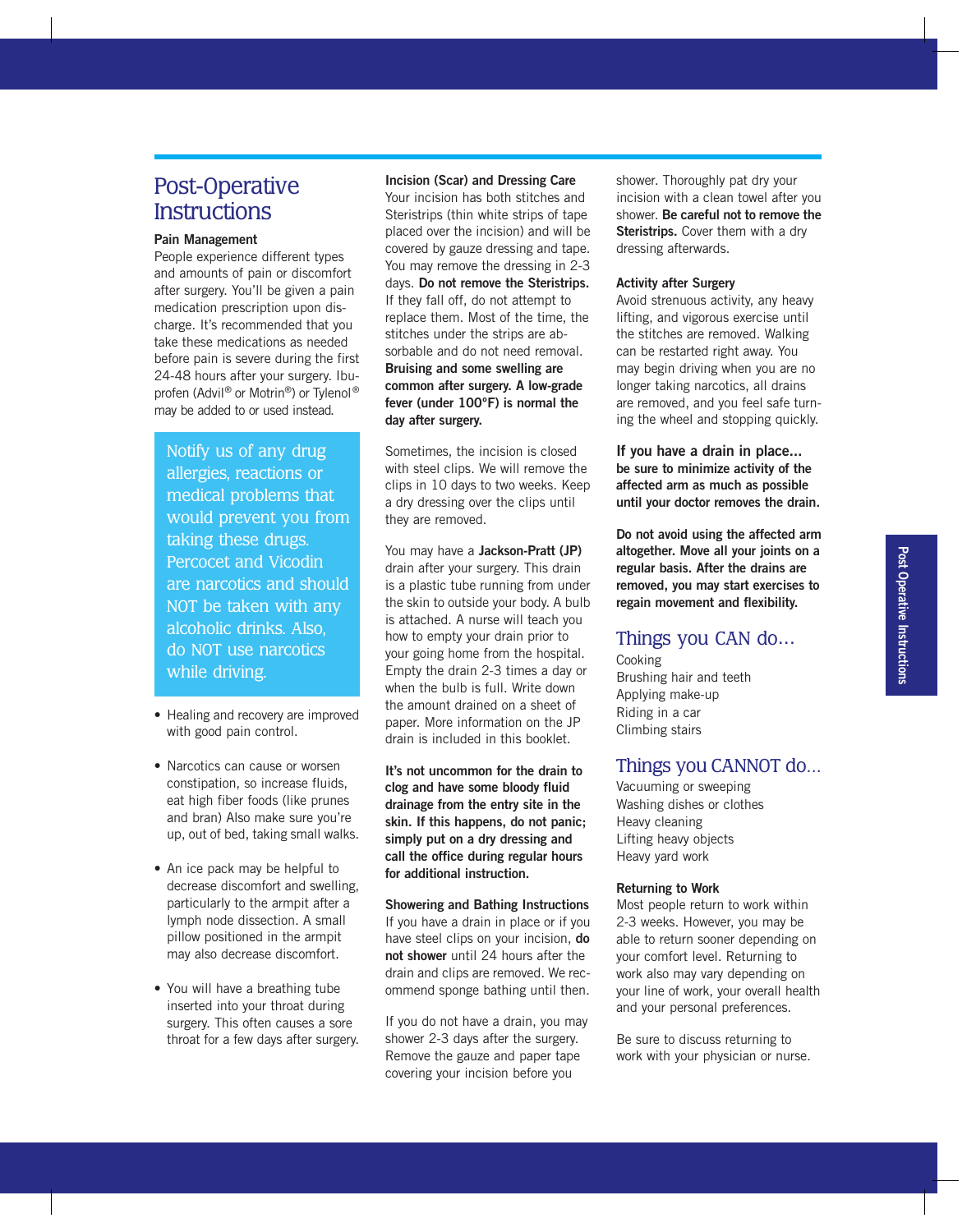# Post-Operative Instructions

**Pain Management**

People experience different types and amounts of pain or discomfort after surgery. You'll be given a pain medication prescription upon discharge. It's recommended that you take these medications as needed before pain is severe during the first 24-48 hours after your surgery. Ibuprofen (Advil® or Motrin®) or Tylenol® may be added to or used instead.

Notify us of any drug allergies, reactions or medical problems that would prevent you from taking these drugs. Percocet and Vicodin are narcotics and should NOT be taken with any alcoholic drinks. Also, do NOT use narcotics while driving.

- Healing and recovery are improved with good pain control.
- Narcotics can cause or worsen constipation, so increase fluids, eat high fiber foods (like prunes and bran) Also make sure you're up, out of bed, taking small walks.
- An ice pack may be helpful to decrease discomfort and swelling, particularly to the armpit after a lymph node dissection. A small pillow positioned in the armpit may also decrease discomfort.
- You will have a breathing tube inserted into your throat during surgery. This often causes a sore throat for a few days after surgery.

**Incision (Scar) and Dressing Care**

Your incision has both stitches and Steristrips (thin white strips of tape placed over the incision) and will be covered by gauze dressing and tape. You may remove the dressing in 2-3 days. **Do not remove the Steristrips.** If they fall off, do not attempt to replace them. Most of the time, the stitches under the strips are absorbable and do not need removal. **Bruising and some swelling are common after surgery. A low-grade fever (under 100°F) is normal the day after surgery.**

Sometimes, the incision is closed with steel clips. We will remove the clips in 10 days to two weeks. Keep a dry dressing over the clips until they are removed.

You may have a **Jackson-Pratt (JP)** drain after your surgery. This drain is a plastic tube running from under the skin to outside your body. A bulb is attached. A nurse will teach you how to empty your drain prior to your going home from the hospital. Empty the drain 2-3 times a day or when the bulb is full. Write down the amount drained on a sheet of paper. More information on the JP drain is included in this booklet.

**It's not uncommon for the drain to clog and have some bloody fluid drainage from the entry site in the skin. If this happens, do not panic; simply put on a dry dressing and call the office during regular hours for additional instruction.**

**Showering and Bathing Instructions**

If you have a drain in place or if you have steel clips on your incision, **do not shower** until 24 hours after the drain and clips are removed. We recommend sponge bathing until then.

If you do not have a drain, you may shower 2-3 days after the surgery. Remove the gauze and paper tape covering your incision before you shower. Thoroughly pat dry your incision with a clean towel after you shower. **Be careful not to remove the Steristrips.** Cover them with a dry dressing afterwards.

**Activity after Surgery**

Avoid strenuous activity, any heavy lifting, and vigorous exercise until the stitches are removed. Walking can be restarted right away. You may begin driving when you are no longer taking narcotics, all drains are removed, and you feel safe turning the wheel and stopping quickly.

**If you have a drain in place… be sure to minimize activity of the affected arm as much as possible until your doctor removes the drain.**

**Do not avoid using the affected arm altogether. Move all your joints on a regular basis. After the drains are removed, you may start exercises to regain movement and flexibility.**

## Things you CAN do…

Cooking
Brushing hair and teeth
Applying make-up
Riding in a car
Climbing stairs

## Things you CANNOT do…

Vacuuming or sweeping
Washing dishes or clothes
Heavy cleaning
Lifting heavy objects
Heavy yard work

**Returning to Work**

Most people return to work within 2-3 weeks. However, you may be able to return sooner depending on your comfort level. Returning to work also may vary depending on your line of work, your overall health and your personal preferences.

Be sure to discuss returning to work with your physician or nurse.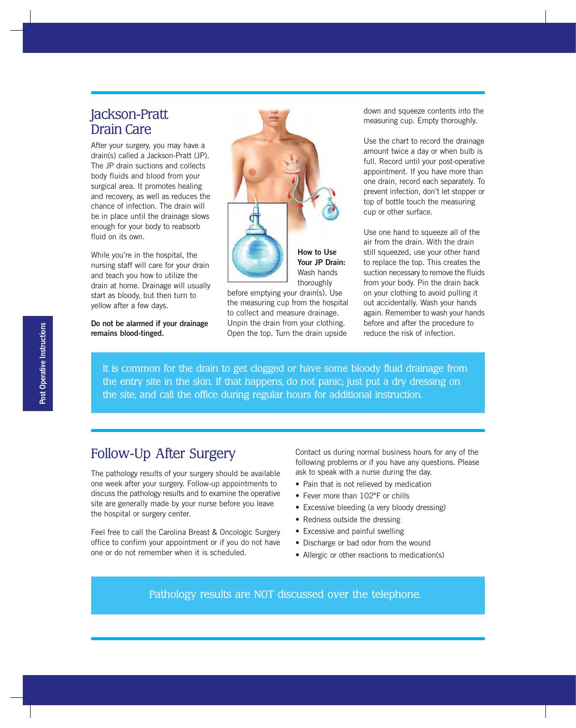## Jackson-Pratt Drain Care

After your surgery, you may have a drain(s) called a Jackson-Pratt (JP). The JP drain suctions and collects body fluids and blood from your surgical area. It promotes healing and recovery, as well as reduces the chance of infection. The drain will be in place until the drainage slows enough for your body to reabsorb fluid on its own.

While you're in the hospital, the nursing staff will care for your drain and teach you how to utilize the drain at home. Drainage will usually start as bloody, but then turn to yellow after a few days.

**Do not be alarmed if your drainage remains blood-tinged.**

**How to Use Your JP Drain:** Wash hands thoroughly before emptying your drain(s). Use the measuring cup from the hospital to collect and measure drainage. Unpin the drain from your clothing. Open the top. Turn the drain upside down and squeeze contents into the measuring cup. Empty thoroughly.

Use the chart to record the drainage amount twice a day or when bulb is full. Record until your post-operative appointment. If you have more than one drain, record each separately. To prevent infection, don't let stopper or top of bottle touch the measuring cup or other surface.

Use one hand to squeeze all of the air from the drain. With the drain still squeezed, use your other hand to replace the top. This creates the suction necessary to remove the fluids from your body. Pin the drain back on your clothing to avoid pulling it out accidentally. Wash your hands again. Remember to wash your hands before and after the procedure to reduce the risk of infection.

It is common for the drain to get clogged or have some bloody fluid drainage from the entry site in the skin. If that happens, do not panic; just put a dry dressing on the site, and call the office during regular hours for additional instruction.

## Follow-Up After Surgery

The pathology results of your surgery should be available one week after your surgery. Follow-up appointments to discuss the pathology results and to examine the operative site are generally made by your nurse before you leave the hospital or surgery center.

Feel free to call the Carolina Breast & Oncologic Surgery office to confirm your appointment or if you do not have one or do not remember when it is scheduled.

Contact us during normal business hours for any of the following problems or if you have any questions. Please ask to speak with a nurse during the day.

- Pain that is not relieved by medication
- Fever more than 102°F or chills
- Excessive bleeding (a very bloody dressing)
- Redness outside the dressing
- Excessive and painful swelling
- Discharge or bad odor from the wound
- Allergic or other reactions to medication(s)

Pathology results are NOT discussed over the telephone.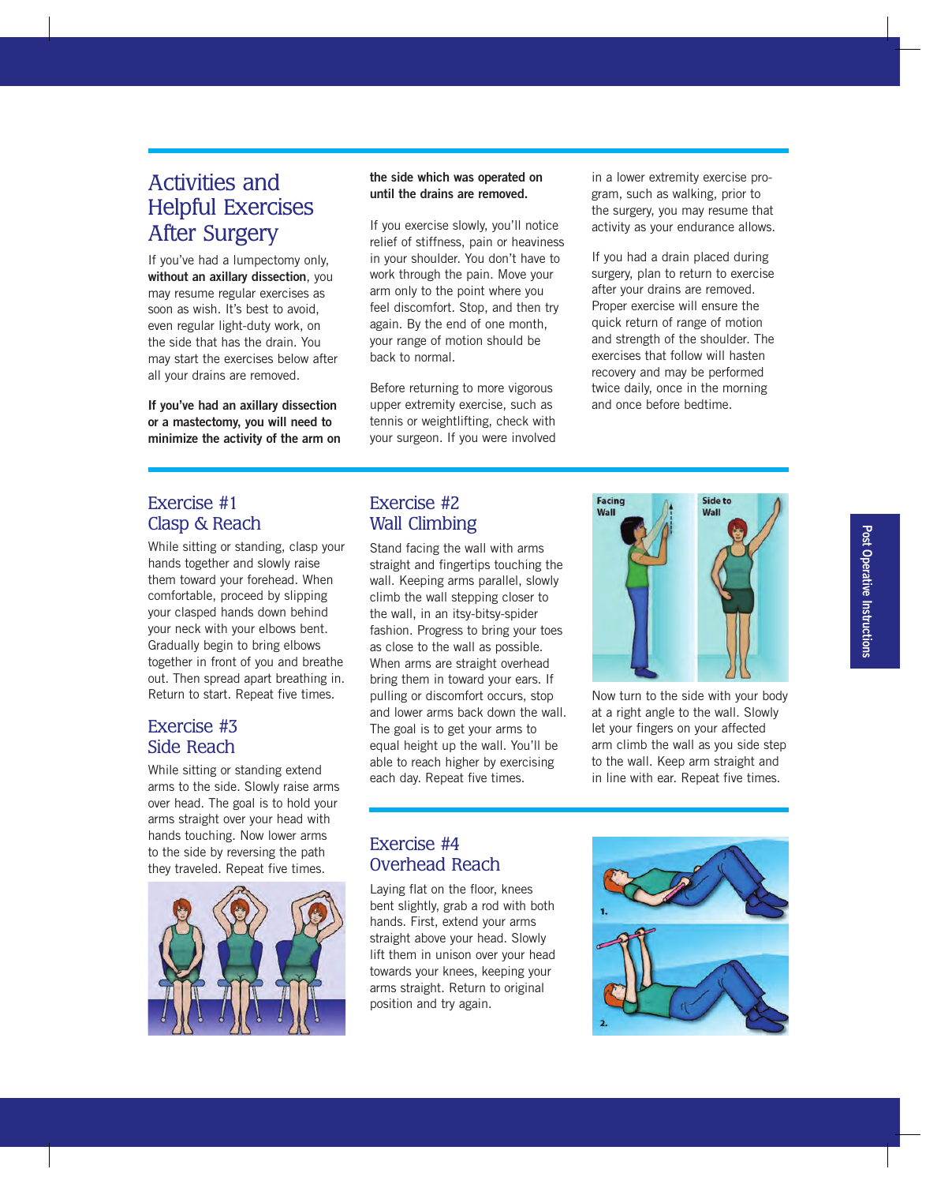# Activities and Helpful Exercises After Surgery

If you've had a lumpectomy only, **without an axillary dissection**, you may resume regular exercises as soon as wish. It's best to avoid, even regular light-duty work, on the side that has the drain. You may start the exercises below after all your drains are removed.

**If you've had an axillary dissection or a mastectomy, you will need to minimize the activity of the arm on the side which was operated on until the drains are removed.**

If you exercise slowly, you'll notice relief of stiffness, pain or heaviness in your shoulder. You don't have to work through the pain. Move your arm only to the point where you feel discomfort. Stop, and then try again. By the end of one month, your range of motion should be back to normal.

Before returning to more vigorous upper extremity exercise, such as tennis or weightlifting, check with your surgeon. If you were involved in a lower extremity exercise program, such as walking, prior to the surgery, you may resume that activity as your endurance allows.

If you had a drain placed during surgery, plan to return to exercise after your drains are removed. Proper exercise will ensure the quick return of range of motion and strength of the shoulder. The exercises that follow will hasten recovery and may be performed twice daily, once in the morning and once before bedtime.

## Exercise #1 Clasp & Reach

While sitting or standing, clasp your hands together and slowly raise them toward your forehead. When comfortable, proceed by slipping your clasped hands down behind your neck with your elbows bent. Gradually begin to bring elbows together in front of you and breathe out. Then spread apart breathing in. Return to start. Repeat five times.

## Exercise #2 Wall Climbing

Stand facing the wall with arms straight and fingertips touching the wall. Keeping arms parallel, slowly climb the wall stepping closer to the wall, in an itsy-bitsy-spider fashion. Progress to bring your toes as close to the wall as possible. When arms are straight overhead bring them in toward your ears. If pulling or discomfort occurs, stop and lower arms back down the wall. The goal is to get your arms to equal height up the wall. You'll be able to reach higher by exercising each day. Repeat five times.

Now turn to the side with your body at a right angle to the wall. Slowly let your fingers on your affected arm climb the wall as you side step to the wall. Keep arm straight and in line with ear. Repeat five times.

## Exercise #3 Side Reach

While sitting or standing extend arms to the side. Slowly raise arms over head. The goal is to hold your arms straight over your head with hands touching. Now lower arms to the side by reversing the path they traveled. Repeat five times.

## Exercise #4 Overhead Reach

Laying flat on the floor, knees bent slightly, grab a rod with both hands. First, extend your arms straight above your head. Slowly lift them in unison over your head towards your knees, keeping your arms straight. Return to original position and try again.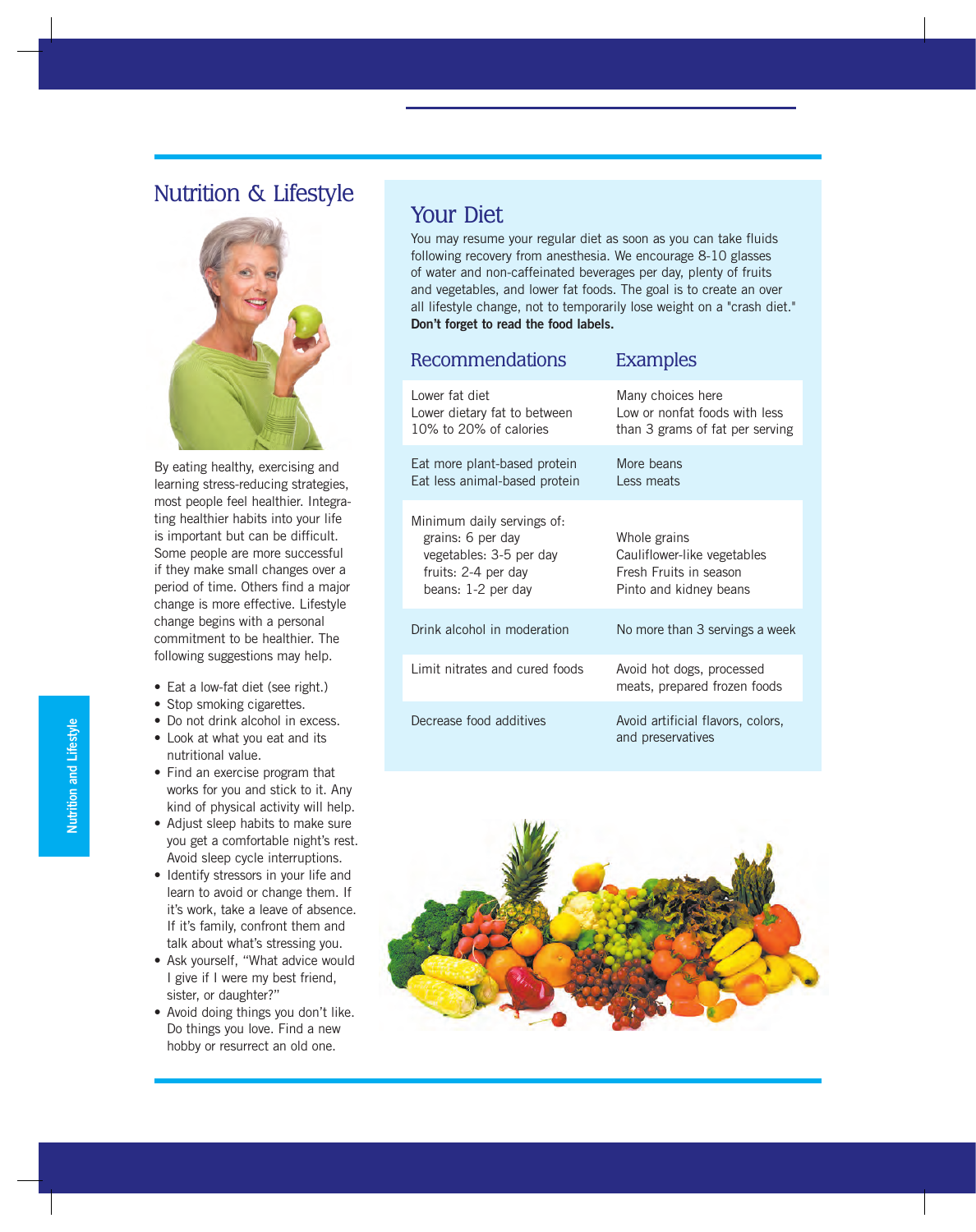# Nutrition & Lifestyle

By eating healthy, exercising and learning stress-reducing strategies, most people feel healthier. Integrating healthier habits into your life is important but can be difficult. Some people are more successful if they make small changes over a period of time. Others find a major change is more effective. Lifestyle change begins with a personal commitment to be healthier. The following suggestions may help.

- Eat a low-fat diet (see right.)
- Stop smoking cigarettes.
- Do not drink alcohol in excess.
- Look at what you eat and its nutritional value.
- Find an exercise program that works for you and stick to it. Any kind of physical activity will help.
- Adjust sleep habits to make sure you get a comfortable night's rest. Avoid sleep cycle interruptions.
- Identify stressors in your life and learn to avoid or change them. If it's work, take a leave of absence. If it's family, confront them and talk about what's stressing you.
- Ask yourself, "What advice would I give if I were my best friend, sister, or daughter?"
- Avoid doing things you don't like. Do things you love. Find a new hobby or resurrect an old one.

## Your Diet

You may resume your regular diet as soon as you can take fluids following recovery from anesthesia. We encourage 8-10 glasses of water and non-caffeinated beverages per day, plenty of fruits and vegetables, and lower fat foods. The goal is to create an over all lifestyle change, not to temporarily lose weight on a "crash diet." **Don't forget to read the food labels.**

| Recommendations | Examples |
|---|---|
| Lower fat diet<br>Lower dietary fat to between 10% to 20% of calories | Many choices here<br>Low or nonfat foods with less than 3 grams of fat per serving |
| Eat more plant-based protein<br>Eat less animal-based protein | More beans<br>Less meats |
| Minimum daily servings of:<br>grains: 6 per day<br>vegetables: 3-5 per day<br>fruits: 2-4 per day<br>beans: 1-2 per day | <br>Whole grains<br>Cauliflower-like vegetables<br>Fresh Fruits in season<br>Pinto and kidney beans |
| Drink alcohol in moderation | No more than 3 servings a week |
| Limit nitrates and cured foods | Avoid hot dogs, processed meats, prepared frozen foods |
| Decrease food additives | Avoid artificial flavors, colors, and preservatives |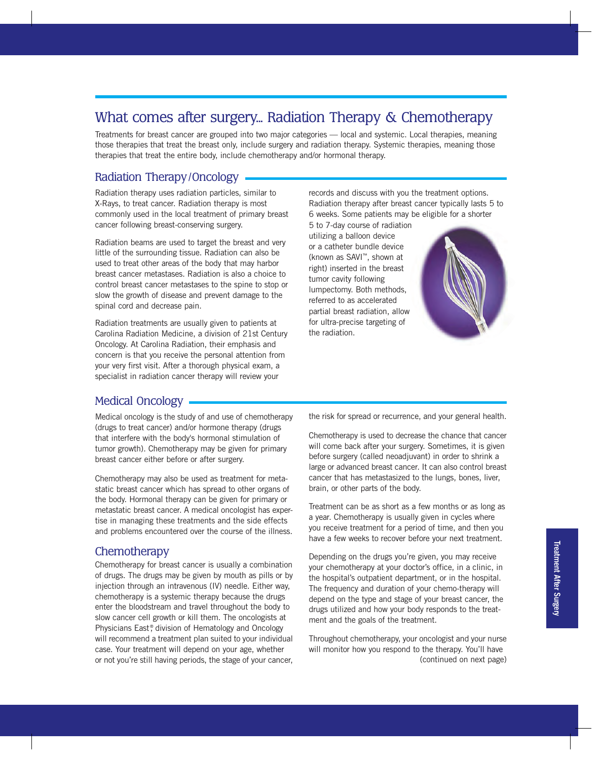# What comes after surgery... Radiation Therapy & Chemotherapy

Treatments for breast cancer are grouped into two major categories — local and systemic. Local therapies, meaning those therapies that treat the breast only, include surgery and radiation therapy. Systemic therapies, meaning those therapies that treat the entire body, include chemotherapy and/or hormonal therapy.

## Radiation Therapy/Oncology

Radiation therapy uses radiation particles, similar to X-Rays, to treat cancer. Radiation therapy is most commonly used in the local treatment of primary breast cancer following breast-conserving surgery.

Radiation beams are used to target the breast and very little of the surrounding tissue. Radiation can also be used to treat other areas of the body that may harbor breast cancer metastases. Radiation is also a choice to control breast cancer metastases to the spine to stop or slow the growth of disease and prevent damage to the spinal cord and decrease pain.

Radiation treatments are usually given to patients at Carolina Radiation Medicine, a division of 21st Century Oncology. At Carolina Radiation, their emphasis and concern is that you receive the personal attention from your very first visit. After a thorough physical exam, a specialist in radiation cancer therapy will review your records and discuss with you the treatment options. Radiation therapy after breast cancer typically lasts 5 to 6 weeks. Some patients may be eligible for a shorter 5 to 7-day course of radiation utilizing a balloon device or a catheter bundle device (known as SAVI™, shown at right) inserted in the breast tumor cavity following lumpectomy. Both methods, referred to as accelerated partial breast radiation, allow for ultra-precise targeting of the radiation.

## Medical Oncology

Medical oncology is the study of and use of chemotherapy (drugs to treat cancer) and/or hormone therapy (drugs that interfere with the body's hormonal stimulation of tumor growth). Chemotherapy may be given for primary breast cancer either before or after surgery.

Chemotherapy may also be used as treatment for metastatic breast cancer which has spread to other organs of the body. Hormonal therapy can be given for primary or metastatic breast cancer. A medical oncologist has expertise in managing these treatments and the side effects and problems encountered over the course of the illness.

## Chemotherapy

Chemotherapy for breast cancer is usually a combination of drugs. The drugs may be given by mouth as pills or by injection through an intravenous (IV) needle. Either way, chemotherapy is a systemic therapy because the drugs enter the bloodstream and travel throughout the body to slow cancer cell growth or kill them. The oncologists at Physicians East®, division of Hematology and Oncology will recommend a treatment plan suited to your individual case. Your treatment will depend on your age, whether or not you're still having periods, the stage of your cancer, the risk for spread or recurrence, and your general health.

Chemotherapy is used to decrease the chance that cancer will come back after your surgery. Sometimes, it is given before surgery (called neoadjuvant) in order to shrink a large or advanced breast cancer. It can also control breast cancer that has metastasized to the lungs, bones, liver, brain, or other parts of the body.

Treatment can be as short as a few months or as long as a year. Chemotherapy is usually given in cycles where you receive treatment for a period of time, and then you have a few weeks to recover before your next treatment.

Depending on the drugs you're given, you may receive your chemotherapy at your doctor's office, in a clinic, in the hospital's outpatient department, or in the hospital. The frequency and duration of your chemo-therapy will depend on the type and stage of your breast cancer, the drugs utilized and how your body responds to the treatment and the goals of the treatment.

Throughout chemotherapy, your oncologist and your nurse will monitor how you respond to the therapy. You'll have

(continued on next page)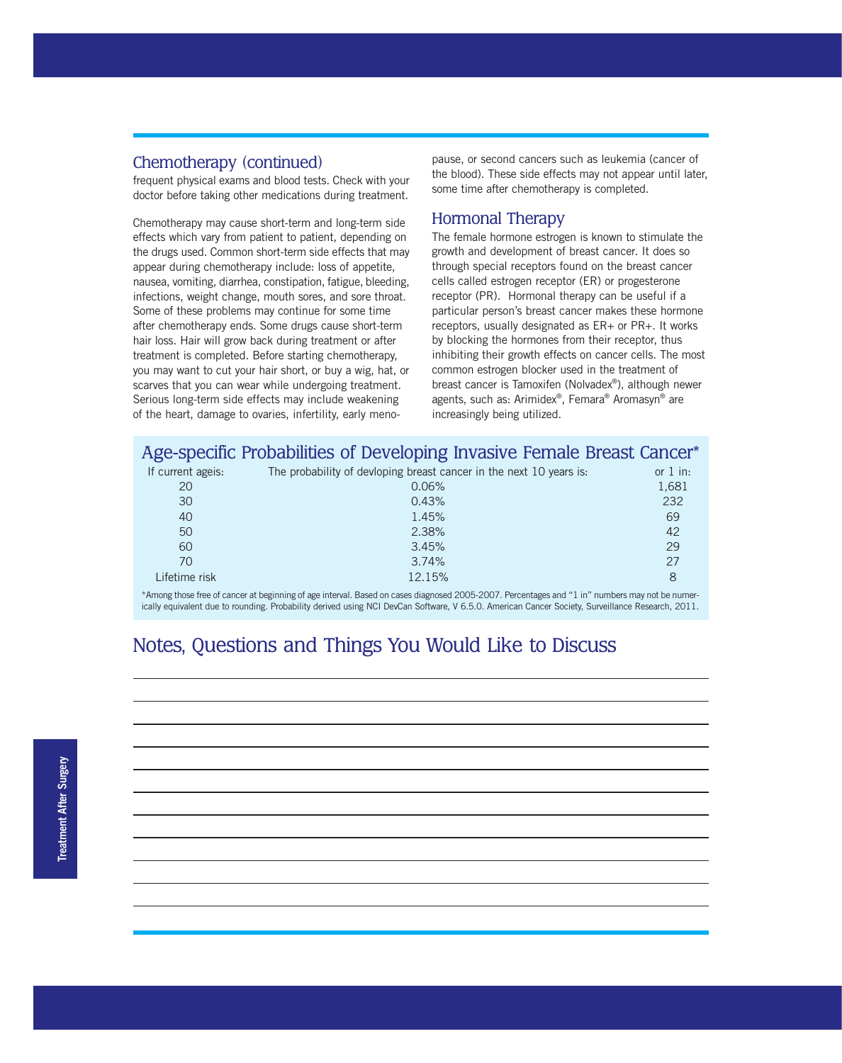## Chemotherapy (continued)

frequent physical exams and blood tests. Check with your doctor before taking other medications during treatment.

Chemotherapy may cause short-term and long-term side effects which vary from patient to patient, depending on the drugs used. Common short-term side effects that may appear during chemotherapy include: loss of appetite, nausea, vomiting, diarrhea, constipation, fatigue, bleeding, infections, weight change, mouth sores, and sore throat. Some of these problems may continue for some time after chemotherapy ends. Some drugs cause short-term hair loss. Hair will grow back during treatment or after treatment is completed. Before starting chemotherapy, you may want to cut your hair short, or buy a wig, hat, or scarves that you can wear while undergoing treatment. Serious long-term side effects may include weakening of the heart, damage to ovaries, infertility, early menopause, or second cancers such as leukemia (cancer of the blood). These side effects may not appear until later, some time after chemotherapy is completed.

## Hormonal Therapy

The female hormone estrogen is known to stimulate the growth and development of breast cancer. It does so through special receptors found on the breast cancer cells called estrogen receptor (ER) or progesterone receptor (PR). Hormonal therapy can be useful if a particular person's breast cancer makes these hormone receptors, usually designated as ER+ or PR+. It works by blocking the hormones from their receptor, thus inhibiting their growth effects on cancer cells. The most common estrogen blocker used in the treatment of breast cancer is Tamoxifen (Nolvadex®), although newer agents, such as: Arimidex®, Femara® Aromasyn® are increasingly being utilized.

## Age-specific Probabilities of Developing Invasive Female Breast Cancer*

| If current ageis: | The probability of devloping breast cancer in the next 10 years is: | or 1 in: |
|---|---|---|
| 20 | 0.06% | 1,681 |
| 30 | 0.43% | 232 |
| 40 | 1.45% | 69 |
| 50 | 2.38% | 42 |
| 60 | 3.45% | 29 |
| 70 | 3.74% | 27 |
| Lifetime risk | 12.15% | 8 |

*Among those free of cancer at beginning of age interval. Based on cases diagnosed 2005-2007. Percentages and "1 in" numbers may not be numerically equivalent due to rounding. Probability derived using NCI DevCan Software, V 6.5.0. American Cancer Society, Surveillance Research, 2011.

## Notes, Questions and Things You Would Like to Discuss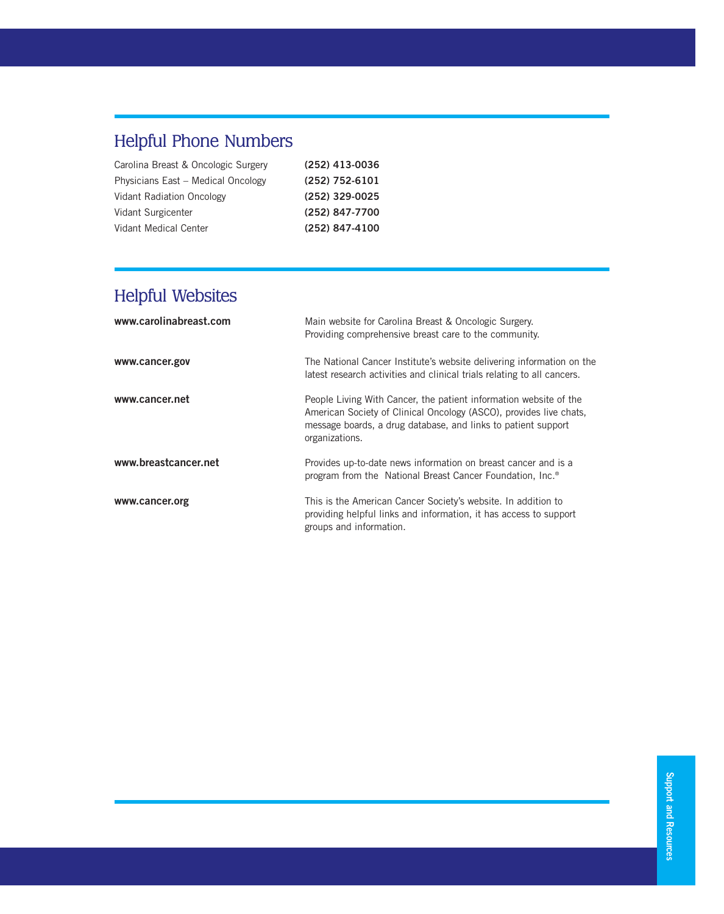## Helpful Phone Numbers

| | |
|---|---|
| Carolina Breast & Oncologic Surgery | **(252) 413-0036** |
| Physicians East – Medical Oncology | **(252) 752-6101** |
| Vidant Radiation Oncology | **(252) 329-0025** |
| Vidant Surgicenter | **(252) 847-7700** |
| Vidant Medical Center | **(252) 847-4100** |

## Helpful Websites

| | |
|---|---|
| **www.carolinabreast.com** | Main website for Carolina Breast & Oncologic Surgery. Providing comprehensive breast care to the community. |
| **www.cancer.gov** | The National Cancer Institute's website delivering information on the latest research activities and clinical trials relating to all cancers. |
| **www.cancer.net** | People Living With Cancer, the patient information website of the American Society of Clinical Oncology (ASCO), provides live chats, message boards, a drug database, and links to patient support organizations. |
| **www.breastcancer.net** | Provides up-to-date news information on breast cancer and is a program from the National Breast Cancer Foundation, Inc.® |
| **www.cancer.org** | This is the American Cancer Society's website. In addition to providing helpful links and information, it has access to support groups and information. |

Support and Resources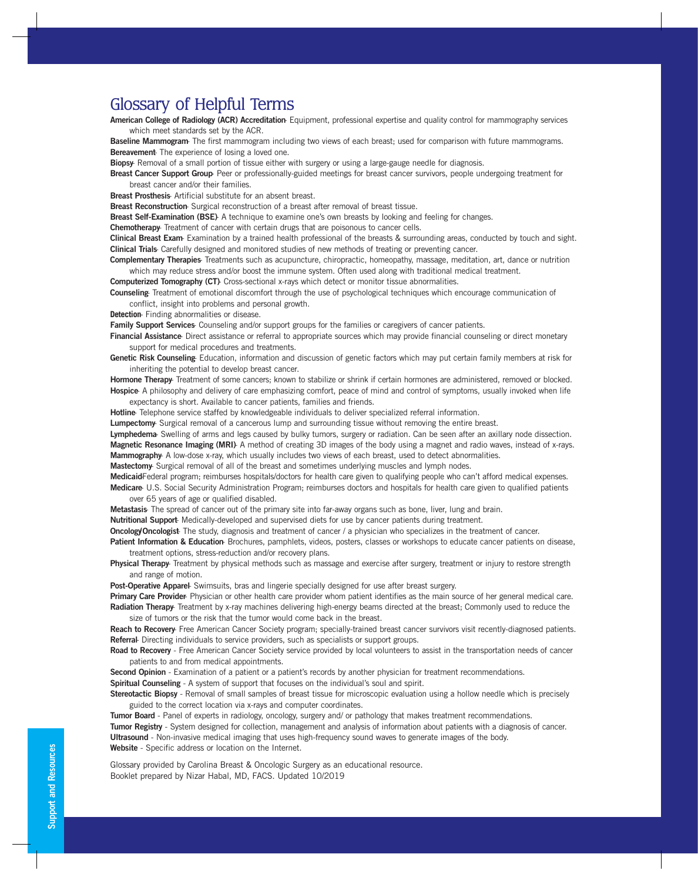# Glossary of Helpful Terms

**American College of Radiology (ACR) Accreditation**- Equipment, professional expertise and quality control for mammography services which meet standards set by the ACR.

**Baseline Mammogram**- The first mammogram including two views of each breast; used for comparison with future mammograms.

**Bereavement**- The experience of losing a loved one.

**Biopsy**- Removal of a small portion of tissue either with surgery or using a large-gauge needle for diagnosis.

**Breast Cancer Support Group**- Peer or professionally-guided meetings for breast cancer survivors, people undergoing treatment for breast cancer and/or their families.

**Breast Prosthesis**- Artificial substitute for an absent breast.

**Breast Reconstruction**- Surgical reconstruction of a breast after removal of breast tissue.

**Breast Self-Examination (BSE)**- A technique to examine one's own breasts by looking and feeling for changes.

**Chemotherapy**- Treatment of cancer with certain drugs that are poisonous to cancer cells.

**Clinical Breast Exam**- Examination by a trained health professional of the breasts & surrounding areas, conducted by touch and sight.

**Clinical Trials**- Carefully designed and monitored studies of new methods of treating or preventing cancer.

**Complementary Therapies**- Treatments such as acupuncture, chiropractic, homeopathy, massage, meditation, art, dance or nutrition which may reduce stress and/or boost the immune system. Often used along with traditional medical treatment.

**Computerized Tomography (CT)**- Cross-sectional x-rays which detect or monitor tissue abnormalities.

**Counseling**- Treatment of emotional discomfort through the use of psychological techniques which encourage communication of conflict, insight into problems and personal growth.

**Detection**- Finding abnormalities or disease.

**Family Support Services**- Counseling and/or support groups for the families or caregivers of cancer patients.

**Financial Assistance**- Direct assistance or referral to appropriate sources which may provide financial counseling or direct monetary support for medical procedures and treatments.

**Genetic Risk Counseling**- Education, information and discussion of genetic factors which may put certain family members at risk for inheriting the potential to develop breast cancer.

**Hormone Therapy**- Treatment of some cancers; known to stabilize or shrink if certain hormones are administered, removed or blocked.

**Hospice**- A philosophy and delivery of care emphasizing comfort, peace of mind and control of symptoms, usually invoked when life expectancy is short. Available to cancer patients, families and friends.

**Hotline**- Telephone service staffed by knowledgeable individuals to deliver specialized referral information.

**Lumpectomy**- Surgical removal of a cancerous lump and surrounding tissue without removing the entire breast.

**Lymphedema**- Swelling of arms and legs caused by bulky tumors, surgery or radiation. Can be seen after an axillary node dissection.

**Magnetic Resonance Imaging (MRI)**- A method of creating 3D images of the body using a magnet and radio waves, instead of x-rays.

**Mammography**- A low-dose x-ray, which usually includes two views of each breast, used to detect abnormalities.

**Mastectomy**- Surgical removal of all of the breast and sometimes underlying muscles and lymph nodes.

**Medicaid**Federal program; reimburses hospitals/doctors for health care given to qualifying people who can't afford medical expenses.

**Medicare**- U.S. Social Security Administration Program; reimburses doctors and hospitals for health care given to qualified patients over 65 years of age or qualified disabled.

**Metastasis**- The spread of cancer out of the primary site into far-away organs such as bone, liver, lung and brain.

**Nutritional Support**- Medically-developed and supervised diets for use by cancer patients during treatment.

**Oncology/Oncologist**- The study, diagnosis and treatment of cancer / a physician who specializes in the treatment of cancer.

**Patient Information & Education**- Brochures, pamphlets, videos, posters, classes or workshops to educate cancer patients on disease, treatment options, stress-reduction and/or recovery plans.

**Physical Therapy**- Treatment by physical methods such as massage and exercise after surgery, treatment or injury to restore strength and range of motion.

**Post-Operative Apparel**- Swimsuits, bras and lingerie specially designed for use after breast surgery.

**Primary Care Provider**- Physician or other health care provider whom patient identifies as the main source of her general medical care.

**Radiation Therapy**- Treatment by x-ray machines delivering high-energy beams directed at the breast; Commonly used to reduce the size of tumors or the risk that the tumor would come back in the breast.

**Reach to Recovery**- Free American Cancer Society program; specially-trained breast cancer survivors visit recently-diagnosed patients.

**Referral**- Directing individuals to service providers, such as specialists or support groups.

**Road to Recovery** - Free American Cancer Society service provided by local volunteers to assist in the transportation needs of cancer patients to and from medical appointments.

**Second Opinion** - Examination of a patient or a patient's records by another physician for treatment recommendations.

**Spiritual Counseling** - A system of support that focuses on the individual's soul and spirit.

**Stereotactic Biopsy** - Removal of small samples of breast tissue for microscopic evaluation using a hollow needle which is precisely guided to the correct location via x-rays and computer coordinates.

**Tumor Board** - Panel of experts in radiology, oncology, surgery and/ or pathology that makes treatment recommendations.

**Tumor Registry** - System designed for collection, management and analysis of information about patients with a diagnosis of cancer.

**Ultrasound** - Non-invasive medical imaging that uses high-frequency sound waves to generate images of the body.

**Website** - Specific address or location on the Internet.

Glossary provided by Carolina Breast & Oncologic Surgery as an educational resource.
Booklet prepared by Nizar Habal, MD, FACS. Updated 10/2019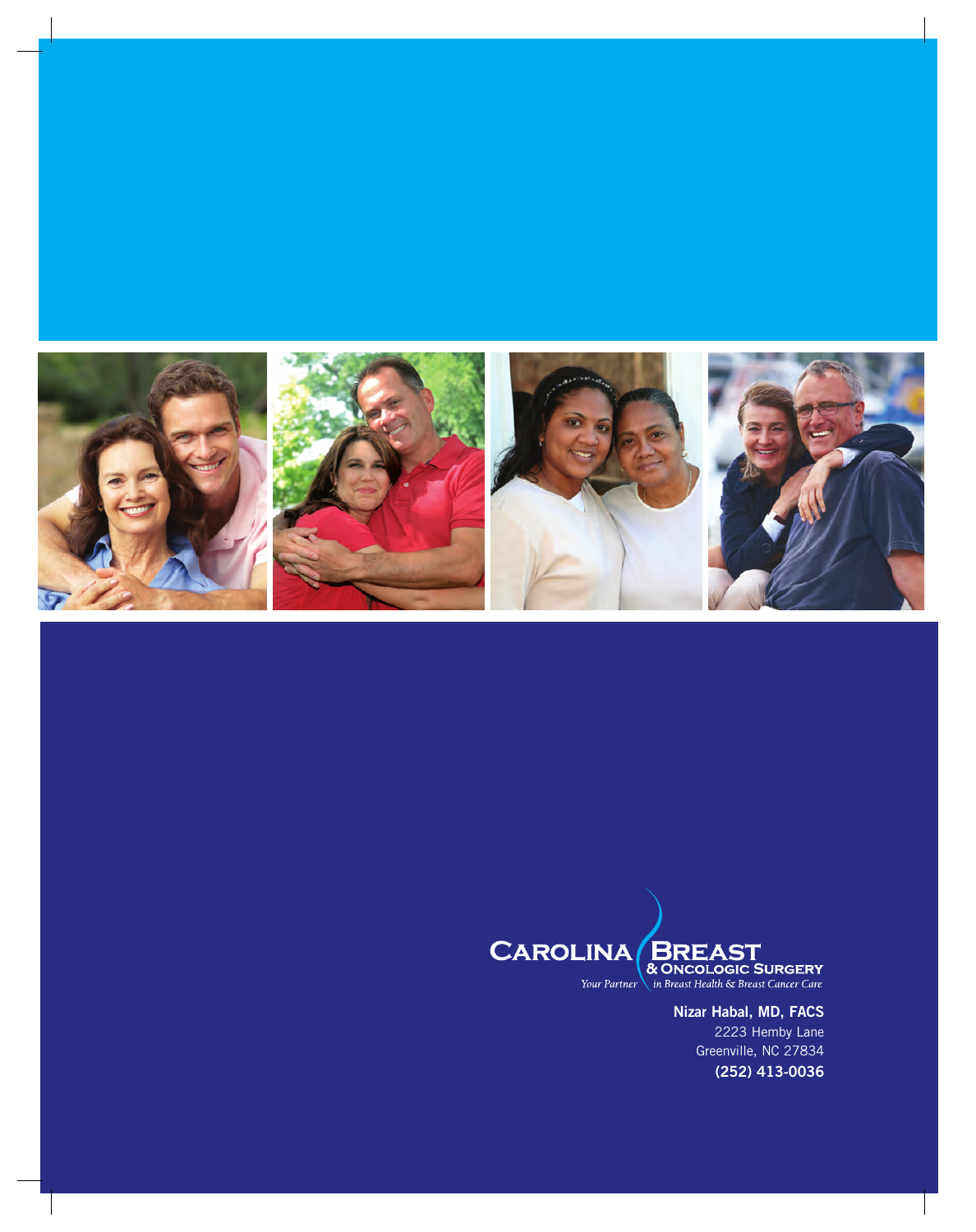**CAROLINA BREAST**
**& ONCOLOGIC SURGERY**
*Your Partner in Breast Health & Breast Cancer Care*

**Nizar Habal, MD, FACS**
2223 Hemby Lane
Greenville, NC 27834
**(252) 413-0036**